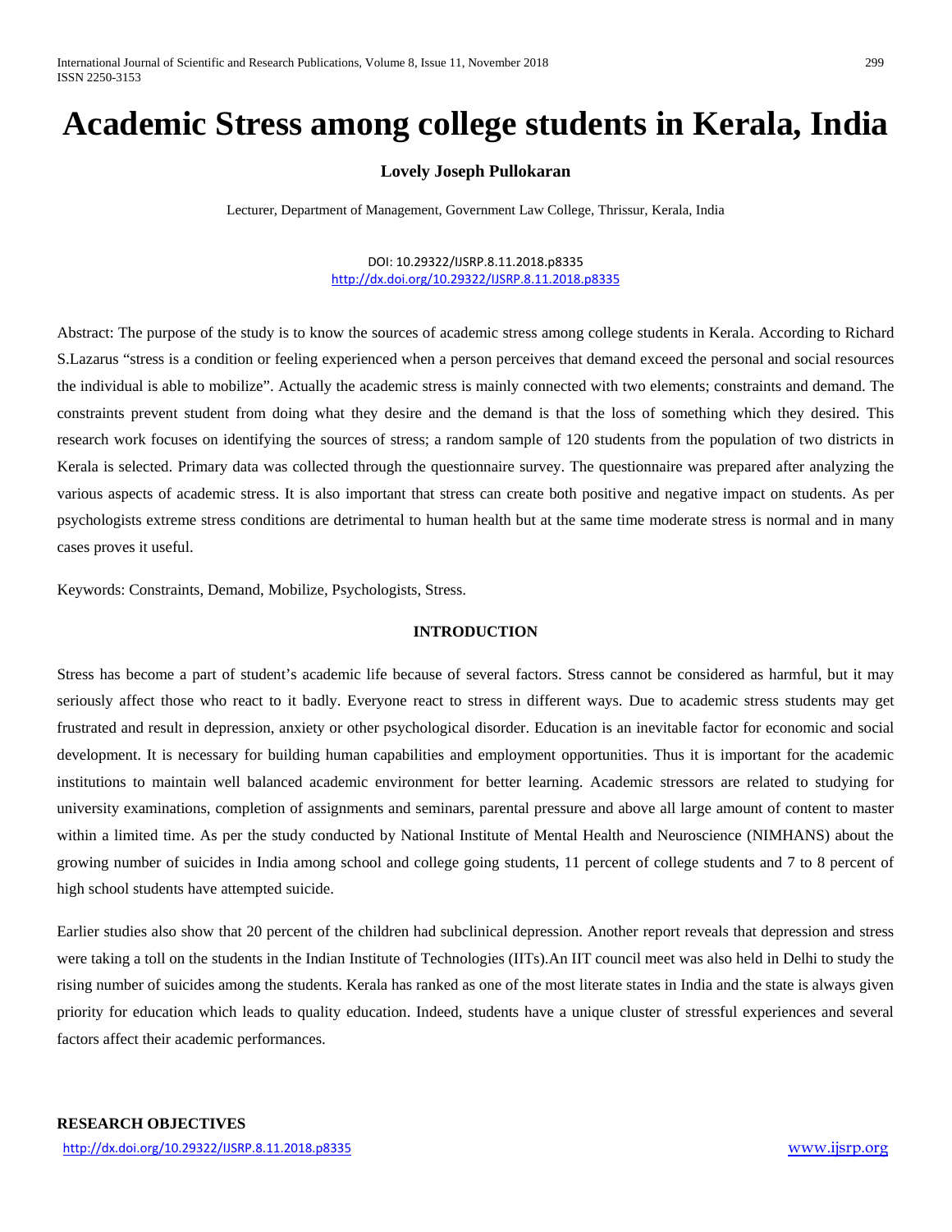# Academic Stress among college students in Kerala, India

**Lovely Joseph Pullokaran**

Lecturer, Department of Management, Government Law College, Thrissur, Kerala, India

DOI: 10.29322/IJSRP.8.11.2018.p8335
http://dx.doi.org/10.29322/IJSRP.8.11.2018.p8335

Abstract: The purpose of the study is to know the sources of academic stress among college students in Kerala. According to Richard S.Lazarus "stress is a condition or feeling experienced when a person perceives that demand exceed the personal and social resources the individual is able to mobilize". Actually the academic stress is mainly connected with two elements; constraints and demand. The constraints prevent student from doing what they desire and the demand is that the loss of something which they desired. This research work focuses on identifying the sources of stress; a random sample of 120 students from the population of two districts in Kerala is selected. Primary data was collected through the questionnaire survey. The questionnaire was prepared after analyzing the various aspects of academic stress. It is also important that stress can create both positive and negative impact on students. As per psychologists extreme stress conditions are detrimental to human health but at the same time moderate stress is normal and in many cases proves it useful.

Keywords: Constraints, Demand, Mobilize, Psychologists, Stress.

## INTRODUCTION

Stress has become a part of student's academic life because of several factors. Stress cannot be considered as harmful, but it may seriously affect those who react to it badly. Everyone react to stress in different ways. Due to academic stress students may get frustrated and result in depression, anxiety or other psychological disorder. Education is an inevitable factor for economic and social development. It is necessary for building human capabilities and employment opportunities. Thus it is important for the academic institutions to maintain well balanced academic environment for better learning. Academic stressors are related to studying for university examinations, completion of assignments and seminars, parental pressure and above all large amount of content to master within a limited time. As per the study conducted by National Institute of Mental Health and Neuroscience (NIMHANS) about the growing number of suicides in India among school and college going students, 11 percent of college students and 7 to 8 percent of high school students have attempted suicide.

Earlier studies also show that 20 percent of the children had subclinical depression. Another report reveals that depression and stress were taking a toll on the students in the Indian Institute of Technologies (IITs).An IIT council meet was also held in Delhi to study the rising number of suicides among the students. Kerala has ranked as one of the most literate states in India and the state is always given priority for education which leads to quality education. Indeed, students have a unique cluster of stressful experiences and several factors affect their academic performances.

## RESEARCH OBJECTIVES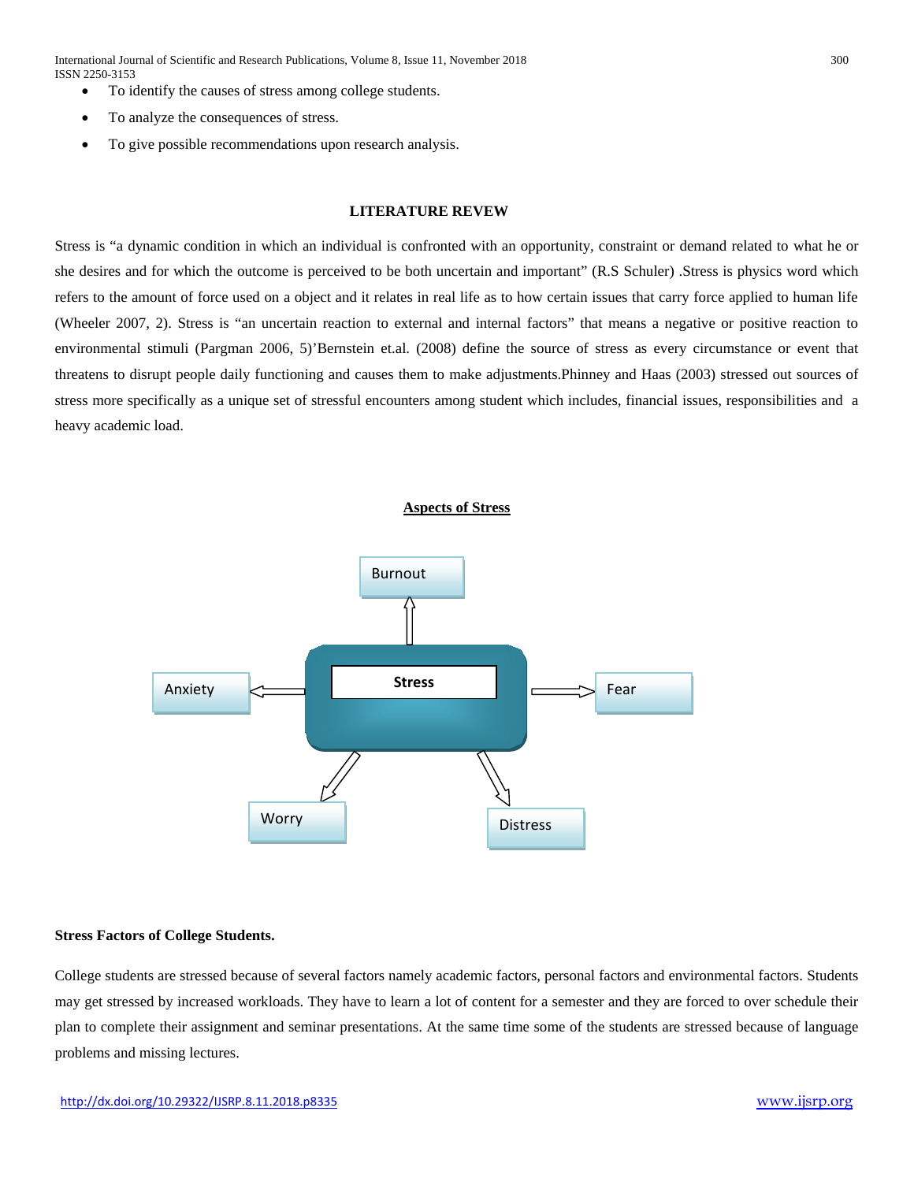- To identify the causes of stress among college students.
- To analyze the consequences of stress.
- To give possible recommendations upon research analysis.

## LITERATURE REVEW

Stress is "a dynamic condition in which an individual is confronted with an opportunity, constraint or demand related to what he or she desires and for which the outcome is perceived to be both uncertain and important" (R.S Schuler) .Stress is physics word which refers to the amount of force used on a object and it relates in real life as to how certain issues that carry force applied to human life (Wheeler 2007, 2). Stress is "an uncertain reaction to external and internal factors" that means a negative or positive reaction to environmental stimuli (Pargman 2006, 5)'Bernstein et.al. (2008) define the source of stress as every circumstance or event that threatens to disrupt people daily functioning and causes them to make adjustments.Phinney and Haas (2003) stressed out sources of stress more specifically as a unique set of stressful encounters among student which includes, financial issues, responsibilities and a heavy academic load.

**Aspects of Stress**

Burnout

Anxiety

Stress

Fear

Worry

Distress

### Stress Factors of College Students.

College students are stressed because of several factors namely academic factors, personal factors and environmental factors. Students may get stressed by increased workloads. They have to learn a lot of content for a semester and they are forced to over schedule their plan to complete their assignment and seminar presentations. At the same time some of the students are stressed because of language problems and missing lectures.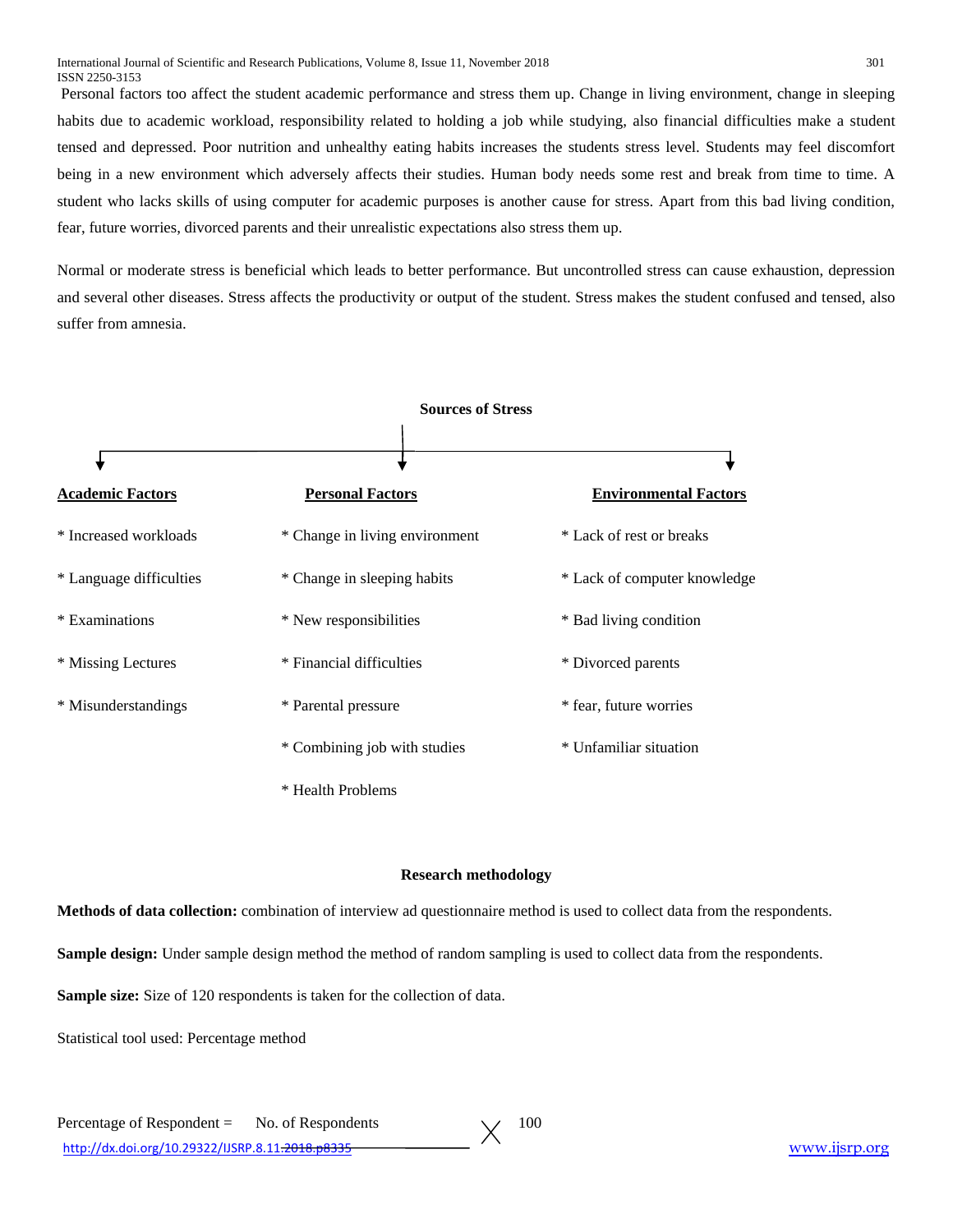Personal factors too affect the student academic performance and stress them up. Change in living environment, change in sleeping habits due to academic workload, responsibility related to holding a job while studying, also financial difficulties make a student tensed and depressed. Poor nutrition and unhealthy eating habits increases the students stress level. Students may feel discomfort being in a new environment which adversely affects their studies. Human body needs some rest and break from time to time. A student who lacks skills of using computer for academic purposes is another cause for stress. Apart from this bad living condition, fear, future worries, divorced parents and their unrealistic expectations also stress them up.

Normal or moderate stress is beneficial which leads to better performance. But uncontrolled stress can cause exhaustion, depression and several other diseases. Stress affects the productivity or output of the student. Stress makes the student confused and tensed, also suffer from amnesia.

**Sources of Stress**

| **Academic Factors** | **Personal Factors** | **Environmental Factors** |
|---|---|---|
| * Increased workloads | * Change in living environment | * Lack of rest or breaks |
| * Language difficulties | * Change in sleeping habits | * Lack of computer knowledge |
| * Examinations | * New responsibilities | * Bad living condition |
| * Missing Lectures | * Financial difficulties | * Divorced parents |
| * Misunderstandings | * Parental pressure | * fear, future worries |
| | * Combining job with studies | * Unfamiliar situation |
| | * Health Problems | |

## Research methodology

**Methods of data collection:** combination of interview ad questionnaire method is used to collect data from the respondents.

**Sample design:** Under sample design method the method of random sampling is used to collect data from the respondents.

**Sample size:** Size of 120 respondents is taken for the collection of data.

Statistical tool used: Percentage method

$$\text{Percentage of Respondent} = \frac{\text{No. of Respondents}}{} \times 100$$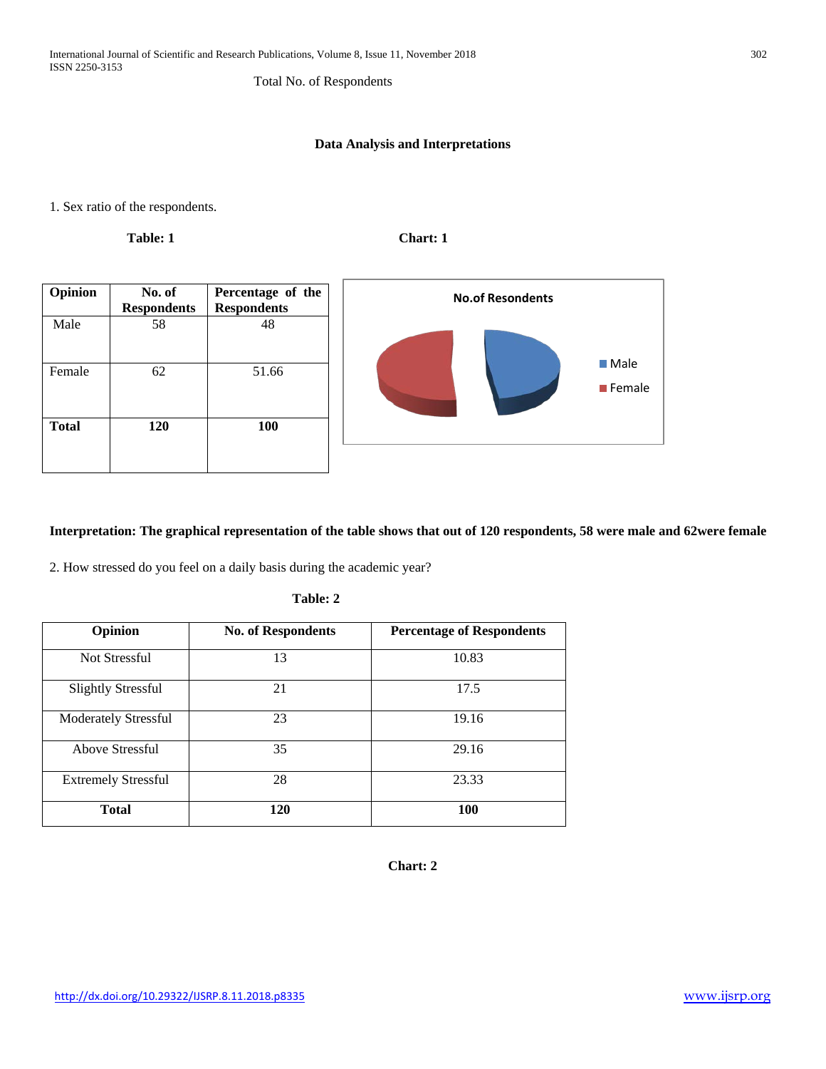Total No. of Respondents

## Data Analysis and Interpretations

1. Sex ratio of the respondents.

**Table: 1**

| Opinion | No. of Respondents | Percentage of the Respondents |
|---|---|---|
| Male | 58 | 48 |
| Female | 62 | 51.66 |
| **Total** | **120** | **100** |

**Chart: 1**

No.of Resondents

Male
Female

**Interpretation: The graphical representation of the table shows that out of 120 respondents, 58 were male and 62were female**

2. How stressed do you feel on a daily basis during the academic year?

**Table: 2**

| Opinion | No. of Respondents | Percentage of Respondents |
|---|---|---|
| Not Stressful | 13 | 10.83 |
| Slightly Stressful | 21 | 17.5 |
| Moderately Stressful | 23 | 19.16 |
| Above Stressful | 35 | 29.16 |
| Extremely Stressful | 28 | 23.33 |
| **Total** | **120** | **100** |

**Chart: 2**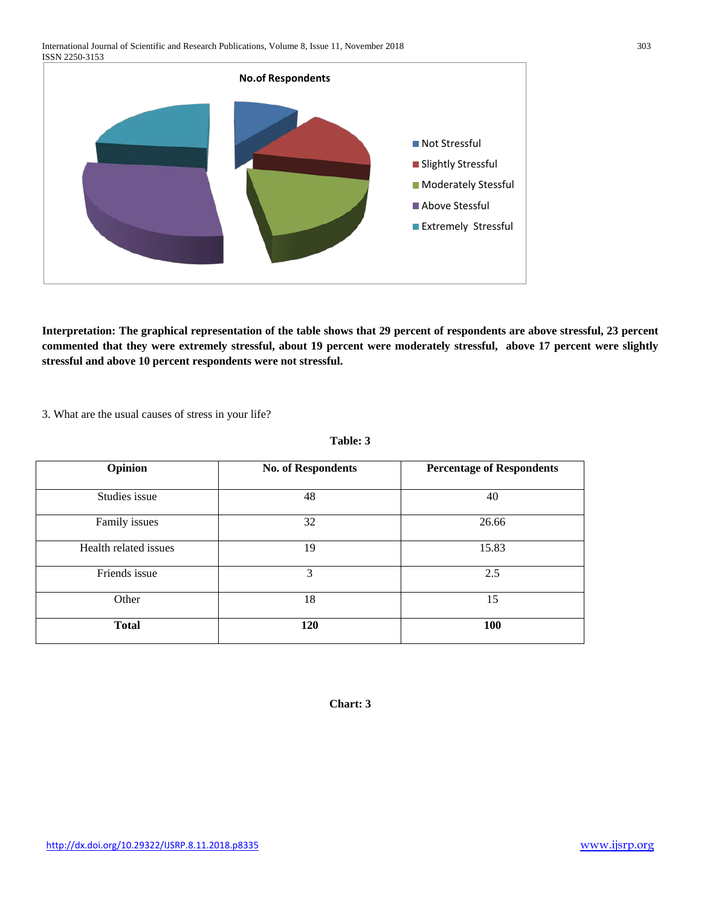**Interpretation: The graphical representation of the table shows that 29 percent of respondents are above stressful, 23 percent commented that they were extremely stressful, about 19 percent were moderately stressful, above 17 percent were slightly stressful and above 10 percent respondents were not stressful.**

3. What are the usual causes of stress in your life?

**Table: 3**

| Opinion | No. of Respondents | Percentage of Respondents |
|---|---|---|
| Studies issue | 48 | 40 |
| Family issues | 32 | 26.66 |
| Health related issues | 19 | 15.83 |
| Friends issue | 3 | 2.5 |
| Other | 18 | 15 |
| **Total** | **120** | **100** |

**Chart: 3**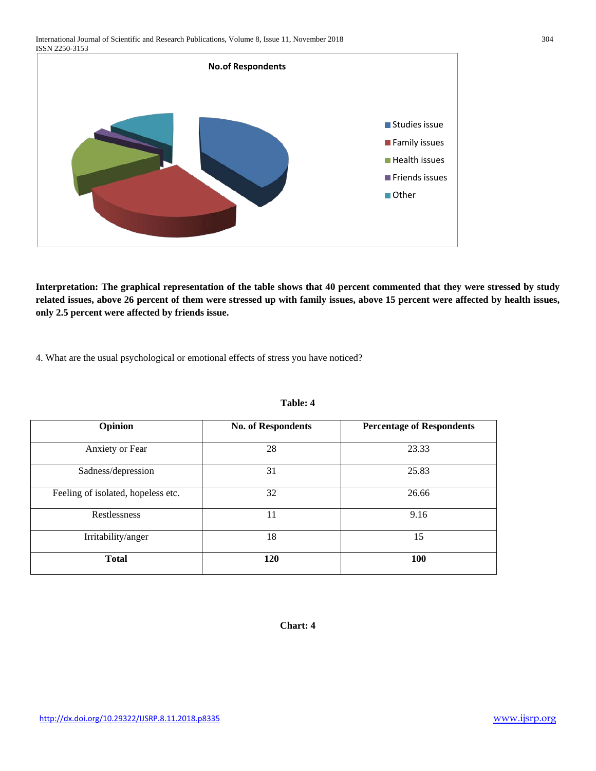**No.of Respondents**

- Studies issue
- Family issues
- Health issues
- Friends issues
- Other

**Interpretation: The graphical representation of the table shows that 40 percent commented that they were stressed by study related issues, above 26 percent of them were stressed up with family issues, above 15 percent were affected by health issues, only 2.5 percent were affected by friends issue.**

4. What are the usual psychological or emotional effects of stress you have noticed?

**Table: 4**

| Opinion | No. of Respondents | Percentage of Respondents |
|---|---|---|
| Anxiety or Fear | 28 | 23.33 |
| Sadness/depression | 31 | 25.83 |
| Feeling of isolated, hopeless etc. | 32 | 26.66 |
| Restlessness | 11 | 9.16 |
| Irritability/anger | 18 | 15 |
| **Total** | **120** | **100** |

**Chart: 4**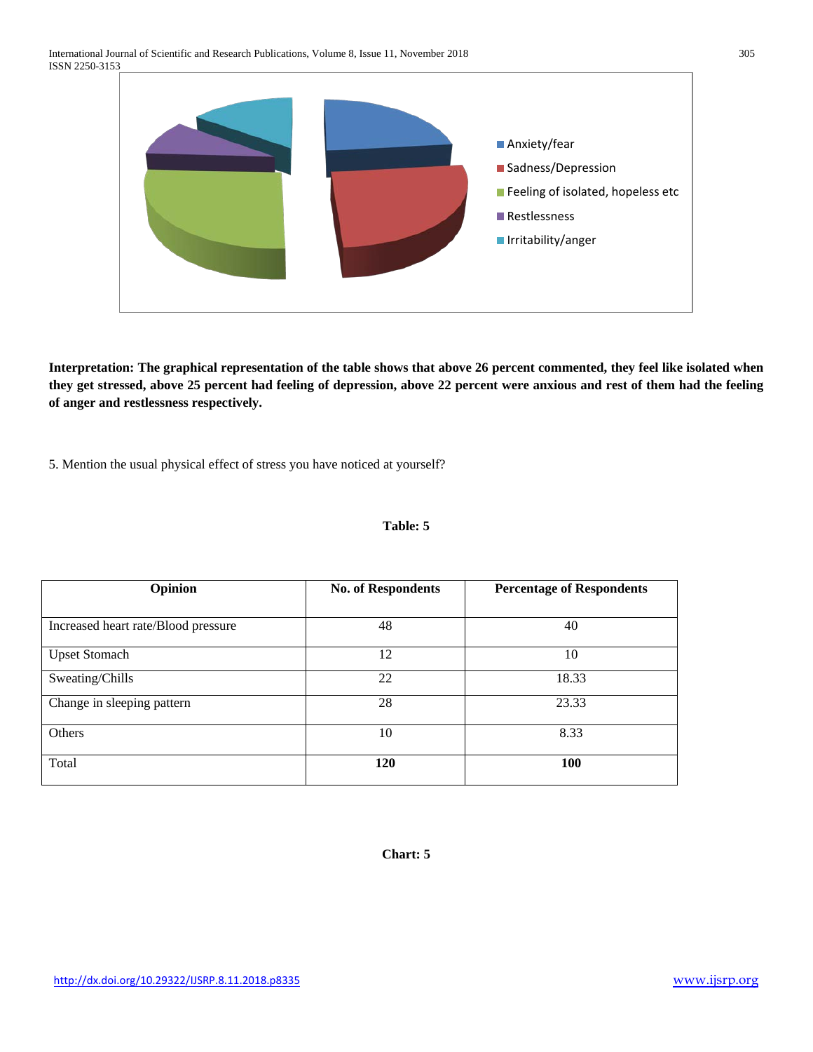- Anxiety/fear
- Sadness/Depression
- Feeling of isolated, hopeless etc
- Restlessness
- Irritability/anger

**Interpretation: The graphical representation of the table shows that above 26 percent commented, they feel like isolated when they get stressed, above 25 percent had feeling of depression, above 22 percent were anxious and rest of them had the feeling of anger and restlessness respectively.**

5. Mention the usual physical effect of stress you have noticed at yourself?

**Table: 5**

| Opinion | No. of Respondents | Percentage of Respondents |
|---|---|---|
| Increased heart rate/Blood pressure | 48 | 40 |
| Upset Stomach | 12 | 10 |
| Sweating/Chills | 22 | 18.33 |
| Change in sleeping pattern | 28 | 23.33 |
| Others | 10 | 8.33 |
| Total | **120** | **100** |

**Chart: 5**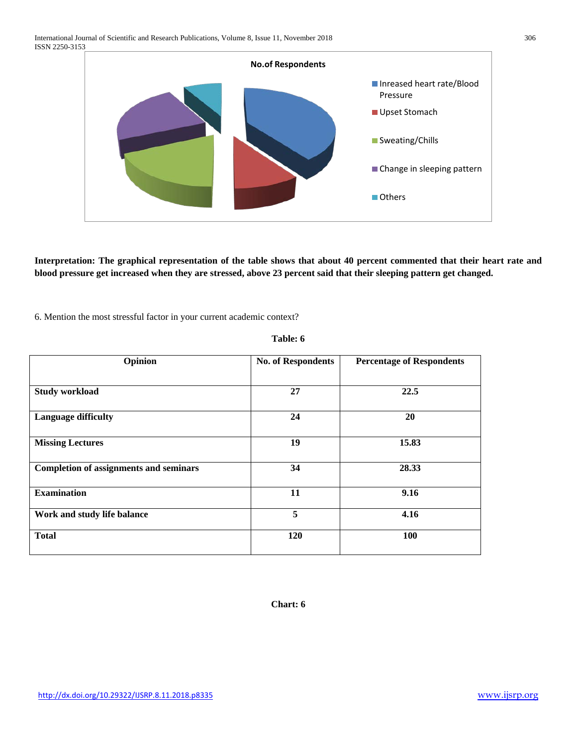**Interpretation: The graphical representation of the table shows that about 40 percent commented that their heart rate and blood pressure get increased when they are stressed, above 23 percent said that their sleeping pattern get changed.**

6. Mention the most stressful factor in your current academic context?

**Table: 6**

| Opinion | No. of Respondents | Percentage of Respondents |
|---|---|---|
| **Study workload** | **27** | **22.5** |
| **Language difficulty** | **24** | **20** |
| **Missing Lectures** | **19** | **15.83** |
| **Completion of assignments and seminars** | **34** | **28.33** |
| **Examination** | **11** | **9.16** |
| **Work and study life balance** | **5** | **4.16** |
| **Total** | **120** | **100** |

**Chart: 6**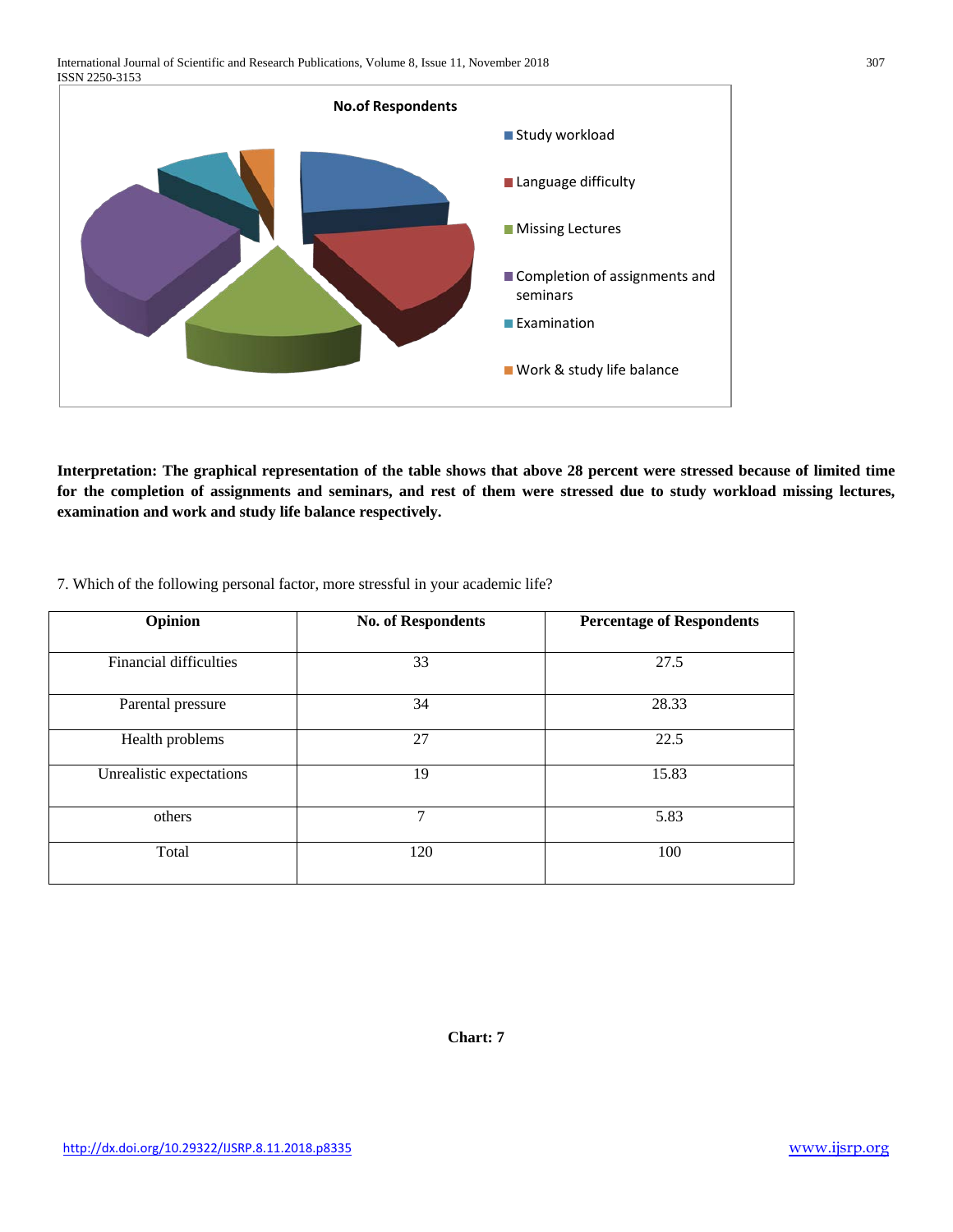**Interpretation: The graphical representation of the table shows that above 28 percent were stressed because of limited time for the completion of assignments and seminars, and rest of them were stressed due to study workload missing lectures, examination and work and study life balance respectively.**

7. Which of the following personal factor, more stressful in your academic life?

| Opinion | No. of Respondents | Percentage of Respondents |
|---|---|---|
| Financial difficulties | 33 | 27.5 |
| Parental pressure | 34 | 28.33 |
| Health problems | 27 | 22.5 |
| Unrealistic expectations | 19 | 15.83 |
| others | 7 | 5.83 |
| Total | 120 | 100 |

**Chart: 7**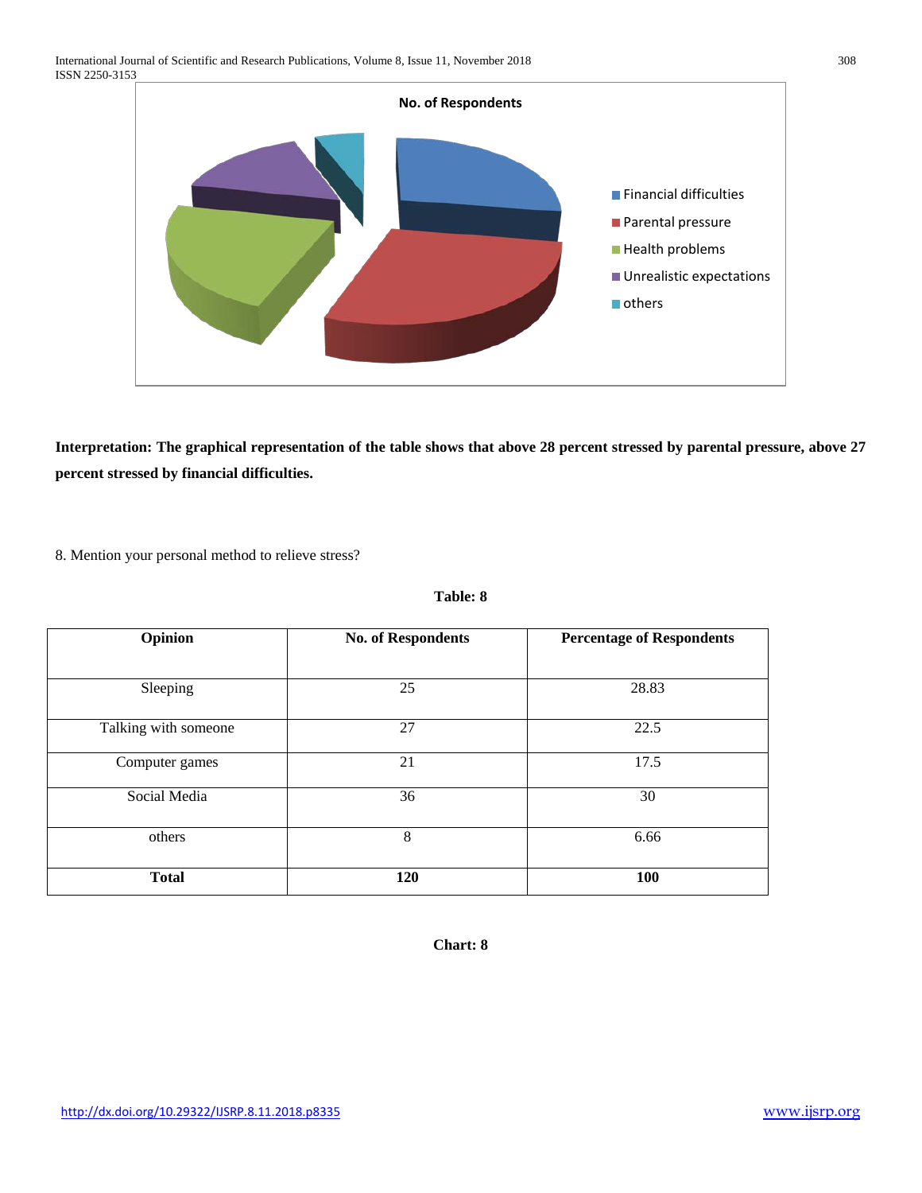**Interpretation: The graphical representation of the table shows that above 28 percent stressed by parental pressure, above 27 percent stressed by financial difficulties.**

8. Mention your personal method to relieve stress?

**Table: 8**

| **Opinion** | **No. of Respondents** | **Percentage of Respondents** |
|---|---|---|
| Sleeping | 25 | 28.83 |
| Talking with someone | 27 | 22.5 |
| Computer games | 21 | 17.5 |
| Social Media | 36 | 30 |
| others | 8 | 6.66 |
| **Total** | **120** | **100** |

**Chart: 8**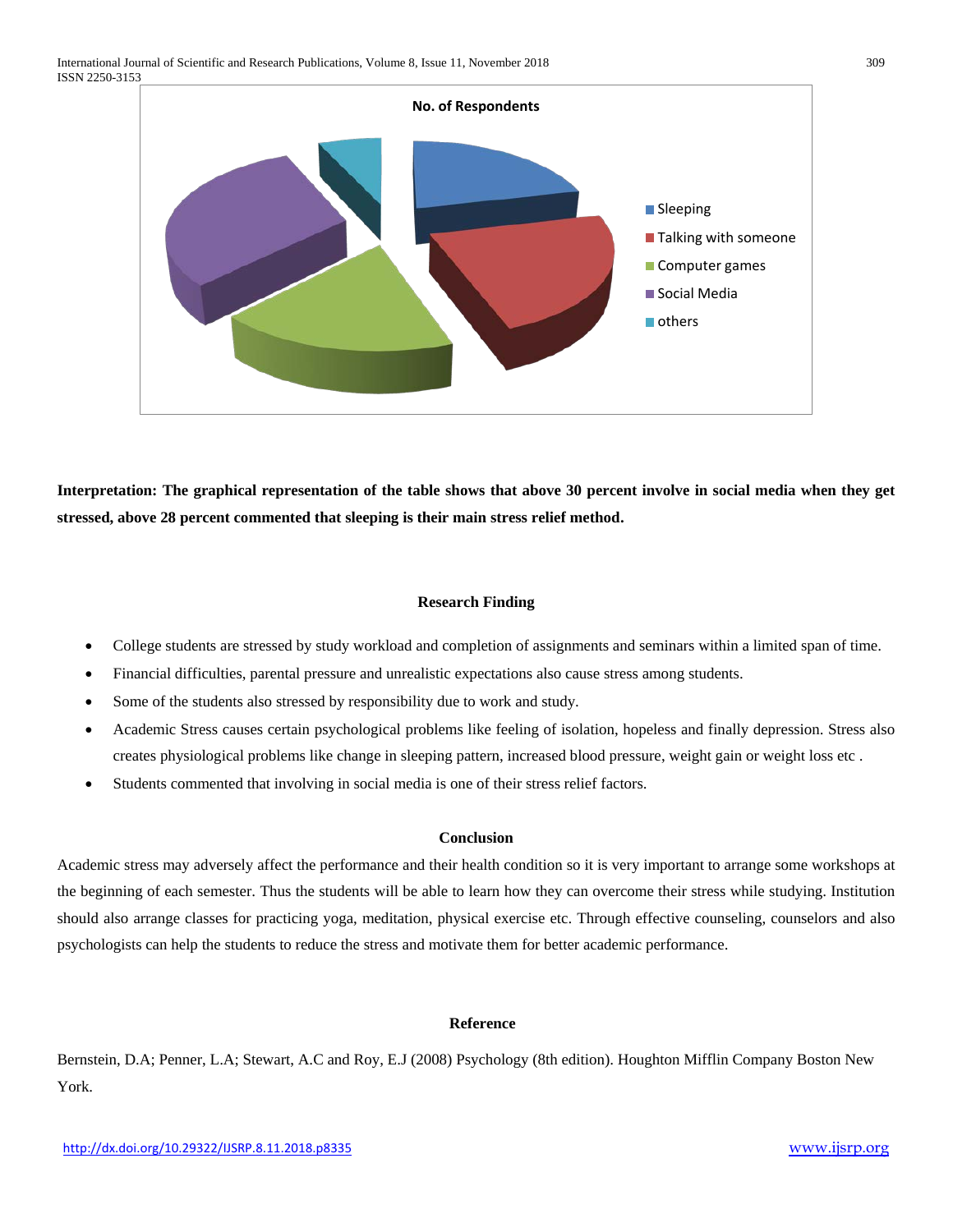**Interpretation: The graphical representation of the table shows that above 30 percent involve in social media when they get stressed, above 28 percent commented that sleeping is their main stress relief method.**

## Research Finding

- College students are stressed by study workload and completion of assignments and seminars within a limited span of time.
- Financial difficulties, parental pressure and unrealistic expectations also cause stress among students.
- Some of the students also stressed by responsibility due to work and study.
- Academic Stress causes certain psychological problems like feeling of isolation, hopeless and finally depression. Stress also creates physiological problems like change in sleeping pattern, increased blood pressure, weight gain or weight loss etc .
- Students commented that involving in social media is one of their stress relief factors.

## Conclusion

Academic stress may adversely affect the performance and their health condition so it is very important to arrange some workshops at the beginning of each semester. Thus the students will be able to learn how they can overcome their stress while studying. Institution should also arrange classes for practicing yoga, meditation, physical exercise etc. Through effective counseling, counselors and also psychologists can help the students to reduce the stress and motivate them for better academic performance.

## Reference

Bernstein, D.A; Penner, L.A; Stewart, A.C and Roy, E.J (2008) Psychology (8th edition). Houghton Mifflin Company Boston New York.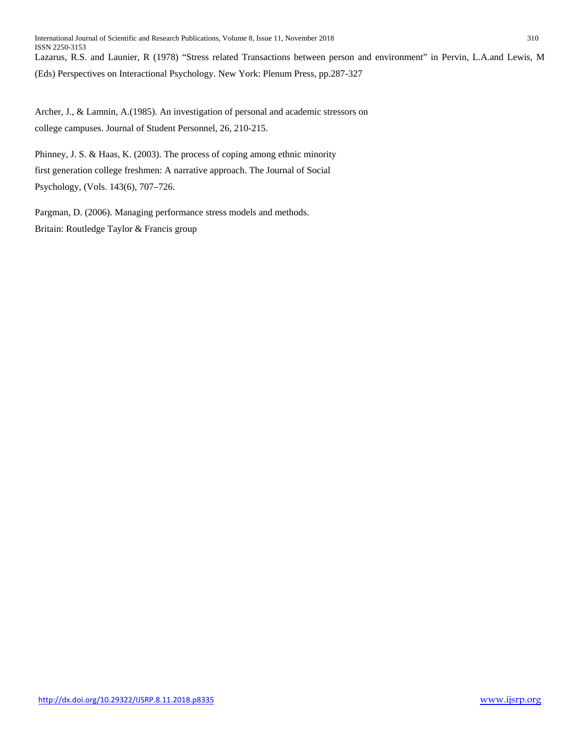Lazarus, R.S. and Launier, R (1978) "Stress related Transactions between person and environment" in Pervin, L.A.and Lewis, M (Eds) Perspectives on Interactional Psychology. New York: Plenum Press, pp.287-327

Archer, J., & Lamnin, A.(1985). An investigation of personal and academic stressors on college campuses. Journal of Student Personnel, 26, 210-215.

Phinney, J. S. & Haas, K. (2003). The process of coping among ethnic minority first generation college freshmen: A narrative approach. The Journal of Social Psychology, (Vols. 143(6), 707–726.

Pargman, D. (2006). Managing performance stress models and methods. Britain: Routledge Taylor & Francis group